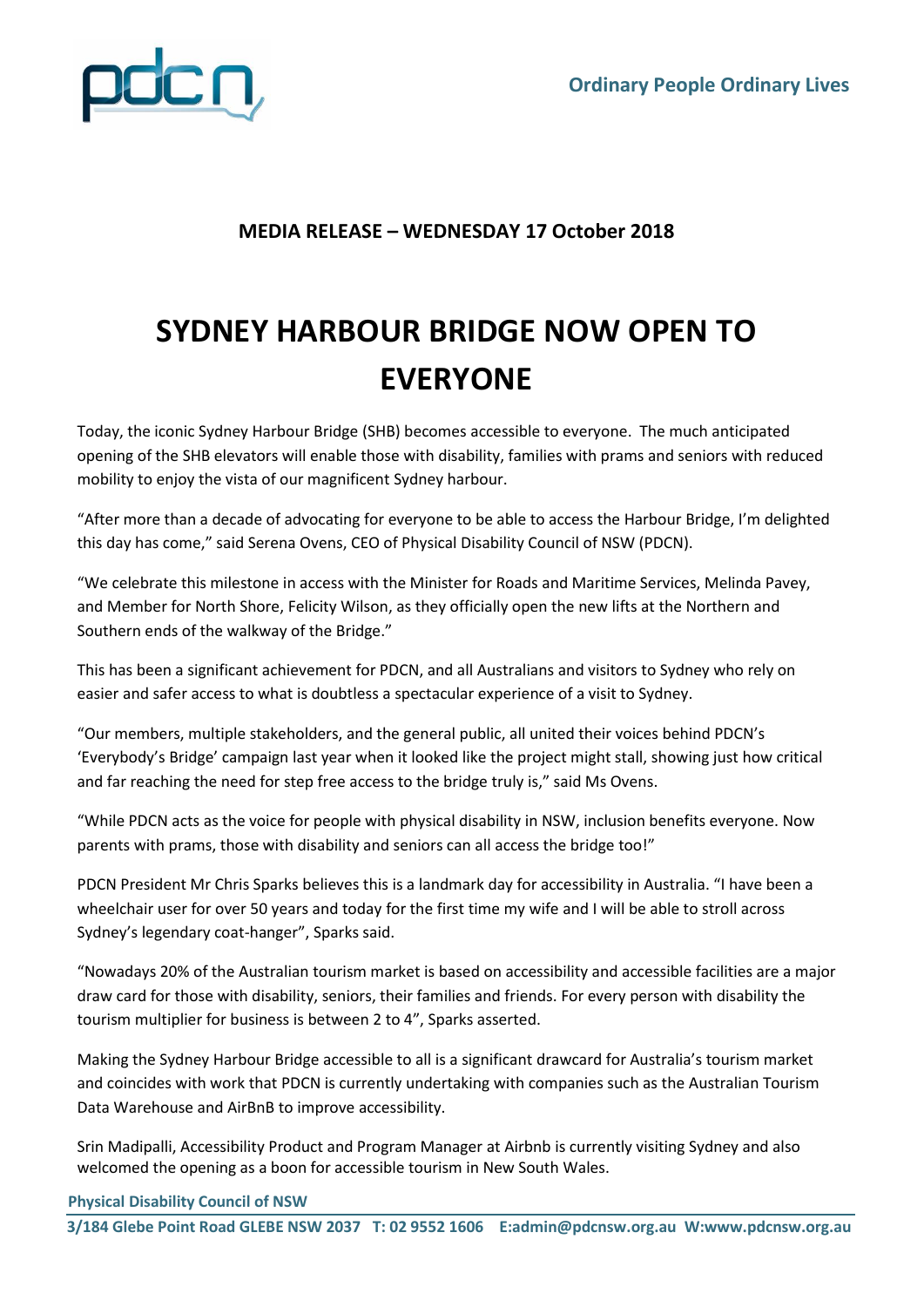Ordinary People Ordinary Lives

**MEDIA RELEASE – WEDNESDAY 17 October 2018**

# SYDNEY HARBOUR BRIDGE NOW OPEN TO EVERYONE

Today, the iconic Sydney Harbour Bridge (SHB) becomes accessible to everyone. The much anticipated opening of the SHB elevators will enable those with disability, families with prams and seniors with reduced mobility to enjoy the vista of our magnificent Sydney harbour.

"After more than a decade of advocating for everyone to be able to access the Harbour Bridge, I'm delighted this day has come," said Serena Ovens, CEO of Physical Disability Council of NSW (PDCN).

"We celebrate this milestone in access with the Minister for Roads and Maritime Services, Melinda Pavey, and Member for North Shore, Felicity Wilson, as they officially open the new lifts at the Northern and Southern ends of the walkway of the Bridge."

This has been a significant achievement for PDCN, and all Australians and visitors to Sydney who rely on easier and safer access to what is doubtless a spectacular experience of a visit to Sydney.

"Our members, multiple stakeholders, and the general public, all united their voices behind PDCN's 'Everybody's Bridge' campaign last year when it looked like the project might stall, showing just how critical and far reaching the need for step free access to the bridge truly is," said Ms Ovens.

"While PDCN acts as the voice for people with physical disability in NSW, inclusion benefits everyone. Now parents with prams, those with disability and seniors can all access the bridge too!"

PDCN President Mr Chris Sparks believes this is a landmark day for accessibility in Australia. "I have been a wheelchair user for over 50 years and today for the first time my wife and I will be able to stroll across Sydney's legendary coat-hanger", Sparks said.

"Nowadays 20% of the Australian tourism market is based on accessibility and accessible facilities are a major draw card for those with disability, seniors, their families and friends. For every person with disability the tourism multiplier for business is between 2 to 4", Sparks asserted.

Making the Sydney Harbour Bridge accessible to all is a significant drawcard for Australia's tourism market and coincides with work that PDCN is currently undertaking with companies such as the Australian Tourism Data Warehouse and AirBnB to improve accessibility.

Srin Madipalli, Accessibility Product and Program Manager at Airbnb is currently visiting Sydney and also welcomed the opening as a boon for accessible tourism in New South Wales.

**Physical Disability Council of NSW**

**3/184 Glebe Point Road GLEBE NSW 2037 T: 02 9552 1606 E:admin@pdcnsw.org.au W:www.pdcnsw.org.au**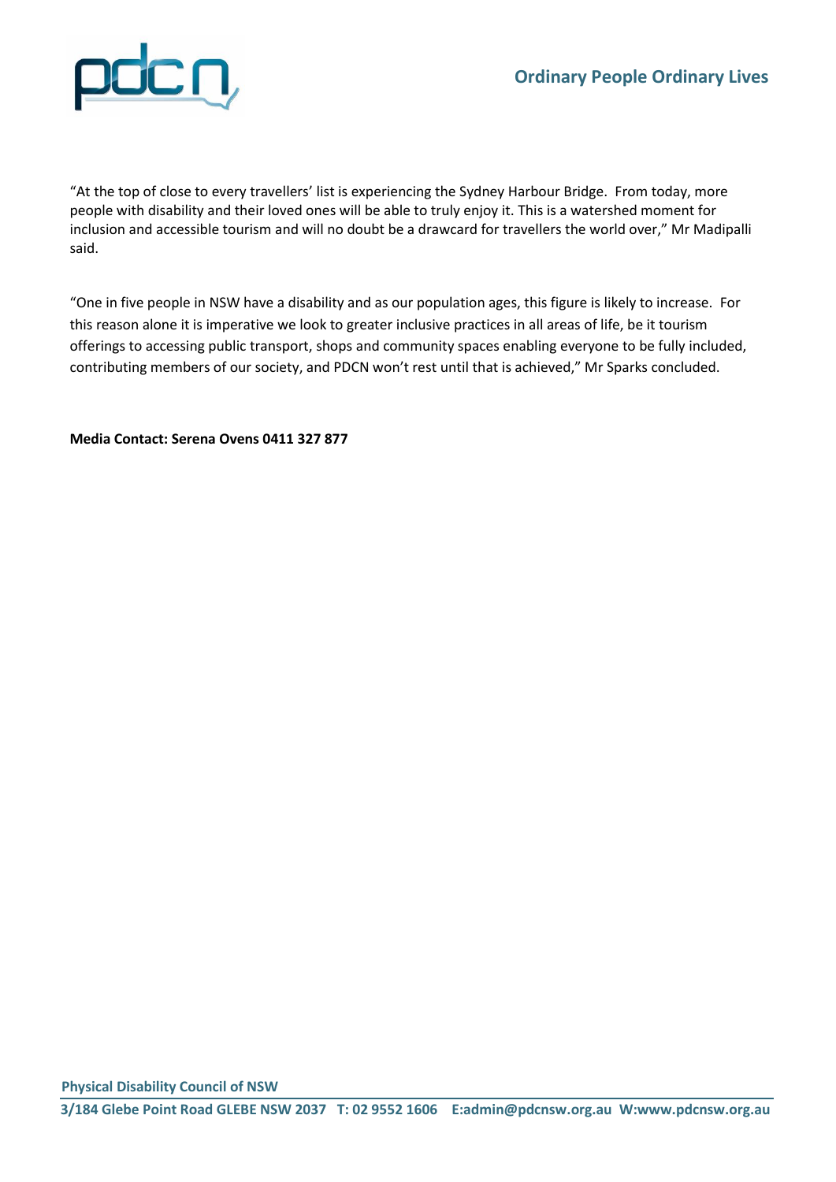"At the top of close to every travellers' list is experiencing the Sydney Harbour Bridge. From today, more people with disability and their loved ones will be able to truly enjoy it. This is a watershed moment for inclusion and accessible tourism and will no doubt be a drawcard for travellers the world over," Mr Madipalli said.

"One in five people in NSW have a disability and as our population ages, this figure is likely to increase. For this reason alone it is imperative we look to greater inclusive practices in all areas of life, be it tourism offerings to accessing public transport, shops and community spaces enabling everyone to be fully included, contributing members of our society, and PDCN won't rest until that is achieved," Mr Sparks concluded.

**Media Contact: Serena Ovens 0411 327 877**